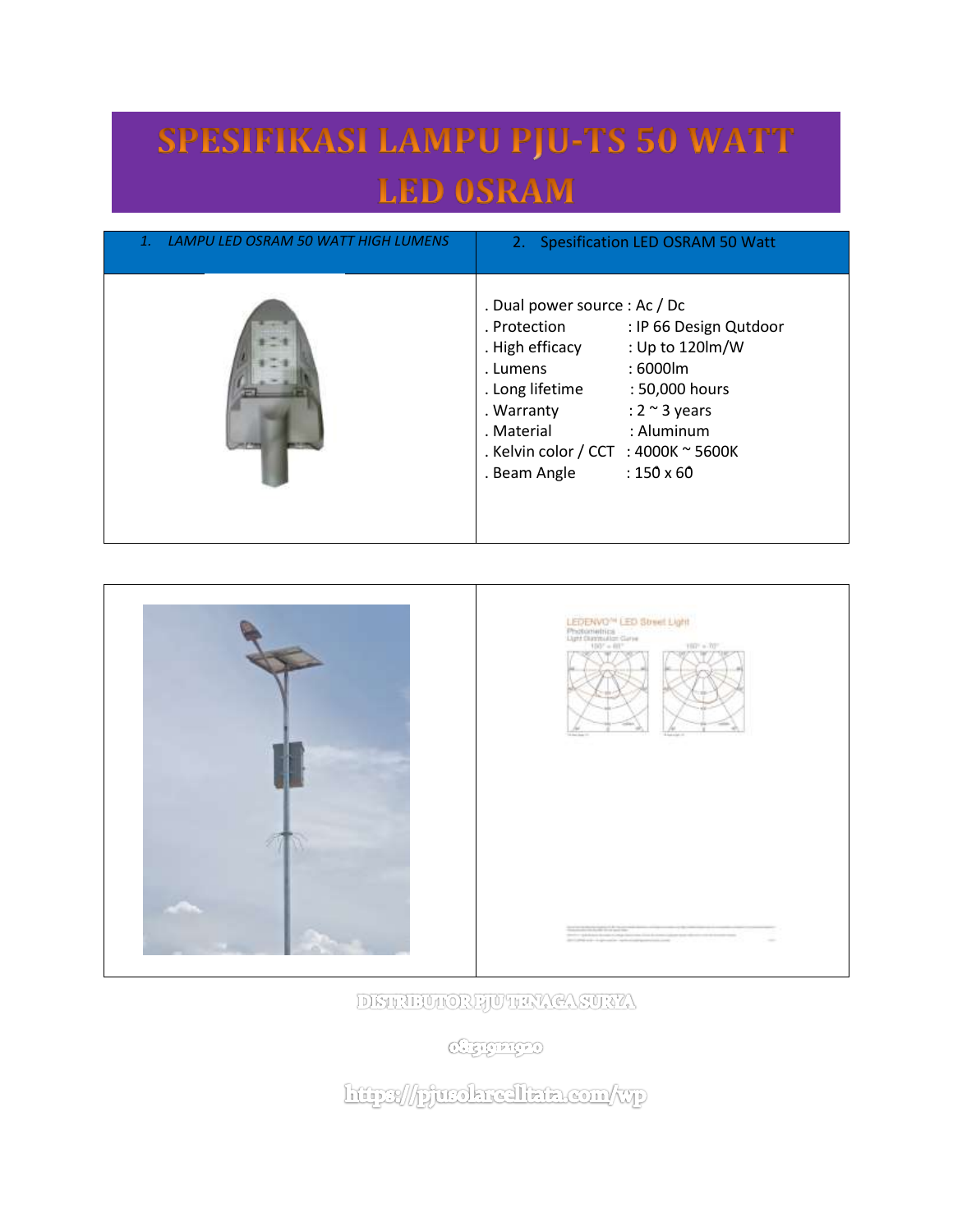# SPESIFIKASI LAMPU PJU-TS 50 WATT LED OSRAM

| 1. *LAMPU LED OSRAM 50 WATT HIGH LUMENS* | 2. Spesification LED OSRAM 50 Watt |
| --- | --- |
| | . Dual power source : Ac / Dc<br>. Protection : IP 66 Design Qutdoor<br>. High efficacy : Up to 120lm/W<br>. Lumens : 6000lm<br>. Long lifetime : 50,000 hours<br>. Warranty : 2 ~ 3 years<br>. Material : Aluminum<br>. Kelvin color / CCT : 4000K ~ 5600K<br>. Beam Angle : 150̊ x 60̊ |

DISTRIBUTOR PJU TENAGA SURYA

083191211920

https://pjusolarcelltata.com/wp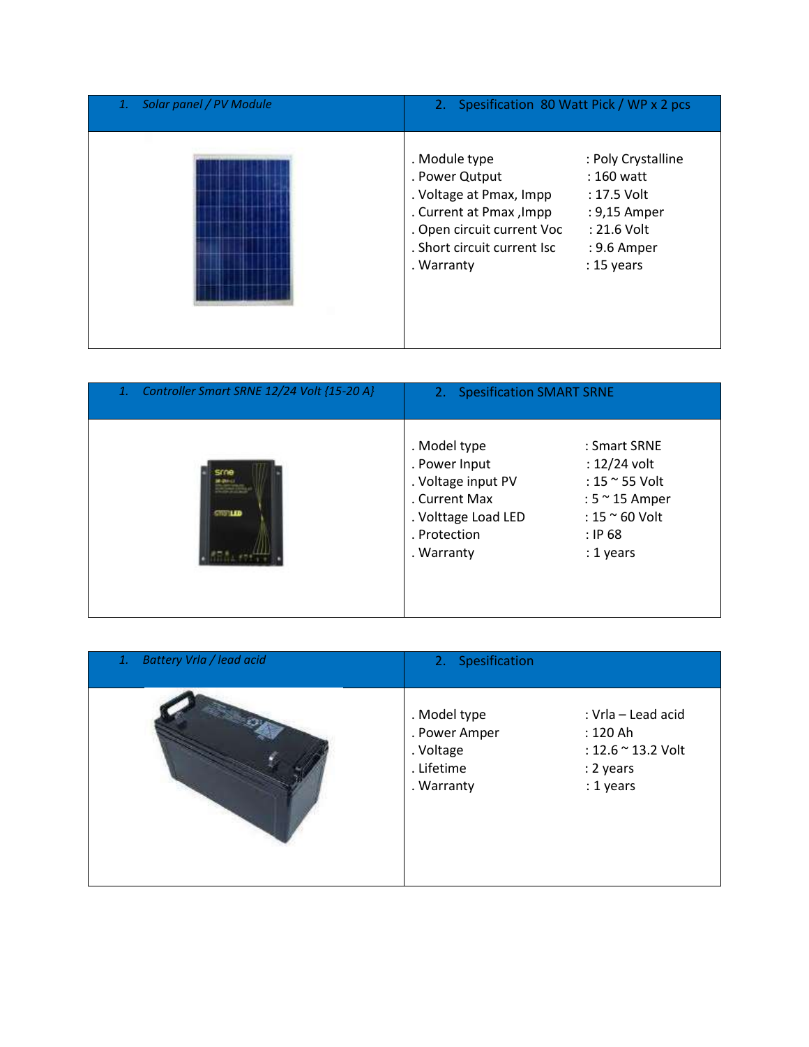| 1. *Solar panel / PV Module* | 2. Spesification 80 Watt Pick / WP x 2 pcs |
|---|---|
| | . Module type : Poly Crystalline<br>. Power Qutput : 160 watt<br>. Voltage at Pmax, Impp : 17.5 Volt<br>. Current at Pmax ,Impp : 9,15 Amper<br>. Open circuit current Voc : 21.6 Volt<br>. Short circuit current Isc : 9.6 Amper<br>. Warranty : 15 years |

| 1. *Controller Smart SRNE 12/24 Volt {15-20 A}* | 2. Spesification SMART SRNE |
|---|---|
| | . Model type : Smart SRNE<br>. Power Input : 12/24 volt<br>. Voltage input PV : 15 ~ 55 Volt<br>. Current Max : 5 ~ 15 Amper<br>. Volttage Load LED : 15 ~ 60 Volt<br>. Protection : IP 68<br>. Warranty : 1 years |

| 1. *Battery Vrla / lead acid* | 2. Spesification |
|---|---|
| | . Model type : Vrla – Lead acid<br>. Power Amper : 120 Ah<br>. Voltage : 12.6 ~ 13.2 Volt<br>. Lifetime : 2 years<br>. Warranty : 1 years |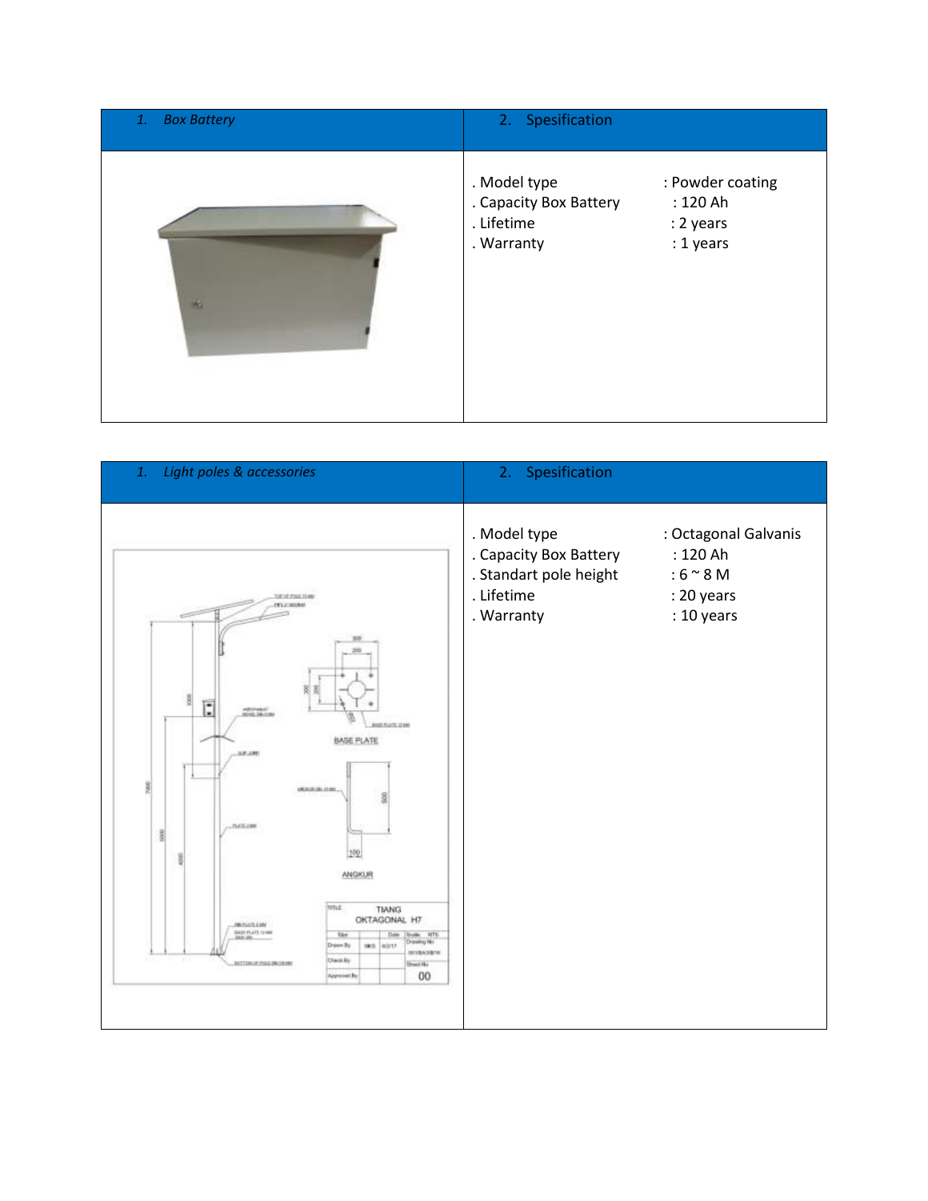| 1. *Box Battery* | 2. Spesification |
| --- | --- |
| | . Model type : Powder coating<br>. Capacity Box Battery : 120 Ah<br>. Lifetime : 2 years<br>. Warranty : 1 years |

| 1. *Light poles & accessories* | 2. Spesification |
| --- | --- |
| | . Model type : Octagonal Galvanis<br>. Capacity Box Battery : 120 Ah<br>. Standart pole height : 6 ~ 8 M<br>. Lifetime : 20 years<br>. Warranty : 10 years |